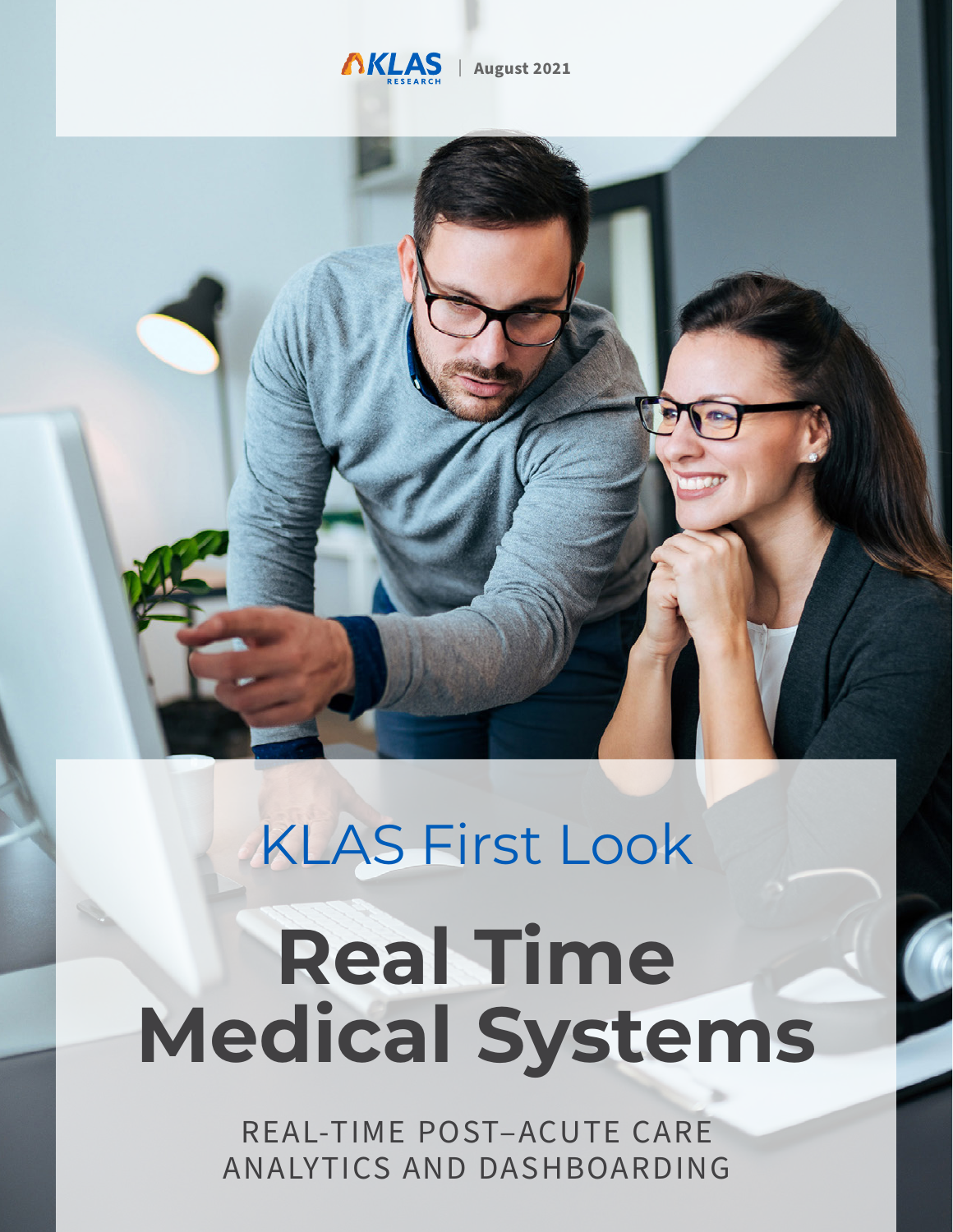KLAS RESEARCH | August 2021

KLAS First Look

# Real Time Medical Systems

REAL-TIME POST–ACUTE CARE ANALYTICS AND DASHBOARDING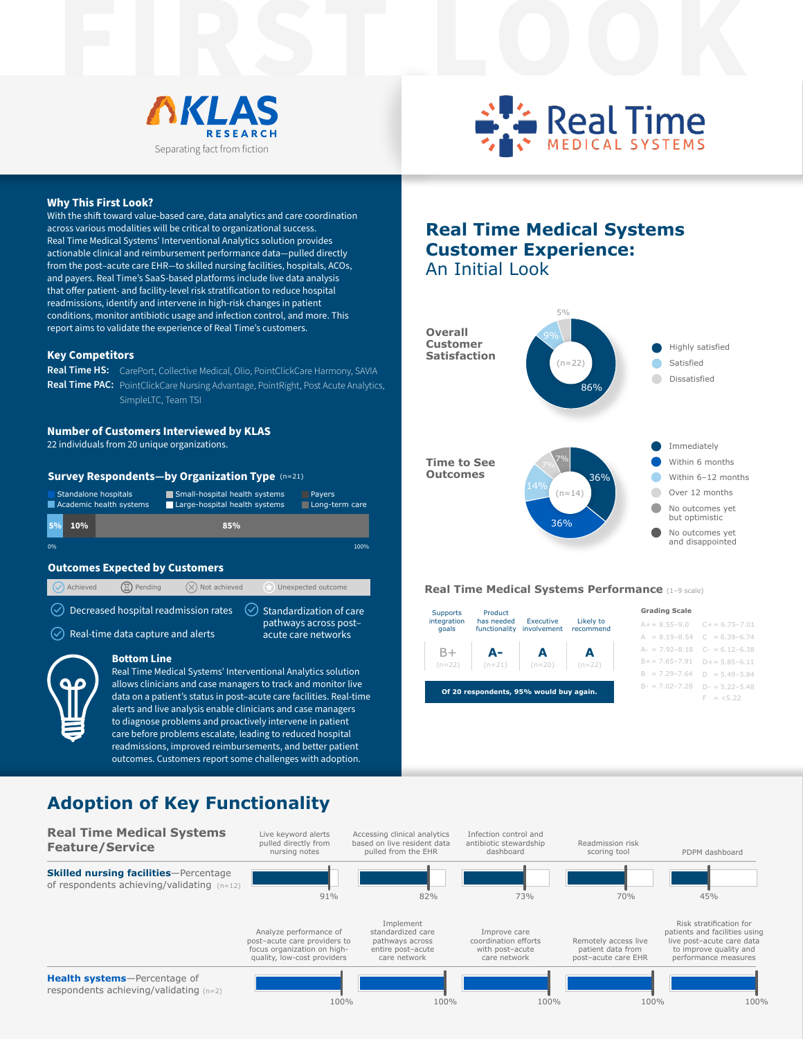# FIRST LOOK

KLAS RESEARCH
Separating fact from fiction

Real Time MEDICAL SYSTEMS

## Why This First Look?

With the shift toward value-based care, data analytics and care coordination across various modalities will be critical to organizational success. Real Time Medical Systems' Interventional Analytics solution provides actionable clinical and reimbursement performance data—pulled directly from the post-acute care EHR—to skilled nursing facilities, hospitals, ACOs, and payers. Real Time's SaaS-based platforms include live data analysis that offer patient- and facility-level risk stratification to reduce hospital readmissions, identify and intervene in high-risk changes in patient conditions, monitor antibiotic usage and infection control, and more. This report aims to validate the experience of Real Time's customers.

## Key Competitors

**Real Time HS:** CarePort, Collective Medical, Olio, PointClickCare Harmony, SAVIA

**Real Time PAC:** PointClickCare Nursing Advantage, PointRight, Post Acute Analytics, SimpleLTC, Team TSI

## Number of Customers Interviewed by KLAS

22 individuals from 20 unique organizations.

## Survey Respondents—by Organization Type (n=21)

Standalone hospitals, Academic health systems, Small-hospital health systems, Large-hospital health systems, Payers, Long-term care

| Segment | Percentage |
| --- | --- |
| Academic health systems | 5% |
| Large-hospital health systems | 10% |
| Long-term care | 85% |

## Outcomes Expected by Customers

Achieved / Pending / Not achieved / Unexpected outcome

- Decreased hospital readmission rates (Achieved)
- Real-time data capture and alerts (Achieved)
- Standardization of care pathways across post-acute care networks (Achieved)

## Bottom Line

Real Time Medical Systems' Interventional Analytics solution allows clinicians and case managers to track and monitor live data on a patient's status in post-acute care facilities. Real-time alerts and live analysis enable clinicians and case managers to diagnose problems and proactively intervene in patient care before problems escalate, leading to reduced hospital readmissions, improved reimbursements, and better patient outcomes. Customers report some challenges with adoption.

# Real Time Medical Systems Customer Experience: An Initial Look

### Overall Customer Satisfaction (n=22)

| Response | Percentage |
| --- | --- |
| Highly satisfied | 86% |
| Satisfied | 9% |
| Dissatisfied | 5% |

### Time to See Outcomes (n=14)

| Response | Percentage |
| --- | --- |
| Immediately | 36% |
| Within 6 months | 36% |
| Within 6–12 months | 14% |
| Over 12 months | 7% |
| No outcomes yet but optimistic | 7% |
| No outcomes yet and disappointed | |

### Real Time Medical Systems Performance (1–9 scale)

| Supports integration goals | Product has needed functionality | Executive involvement | Likely to recommend |
| --- | --- | --- | --- |
| B+ (n=22) | A- (n=21) | A (n=20) | A (n=22) |

Of 20 respondents, 95% would buy again.

**Grading Scale**

| Grade | Range | Grade | Range |
| --- | --- | --- | --- |
| A+ | 8.55–9.0 | C+ | 6.75–7.01 |
| A | 8.19–8.54 | C | 6.39–6.74 |
| A- | 7.92–8.18 | C- | 6.12–6.38 |
| B+ | 7.65–7.91 | D+ | 5.85–6.11 |
| B | 7.29–7.64 | D | 5.49–5.84 |
| B- | 7.02–7.28 | D- | 5.22–5.48 |
| | | F | <5.22 |

# Adoption of Key Functionality

**Skilled nursing facilities**—Percentage of respondents achieving/validating (n=12)

| Real Time Medical Systems Feature/Service | Percentage |
| --- | --- |
| Live keyword alerts pulled directly from nursing notes | 91% |
| Accessing clinical analytics based on live resident data pulled from the EHR | 82% |
| Infection control and antibiotic stewardship dashboard | 73% |
| Readmission risk scoring tool | 70% |
| PDPM dashboard | 45% |

**Health systems**—Percentage of respondents achieving/validating (n=2)

| Real Time Medical Systems Feature/Service | Percentage |
| --- | --- |
| Analyze performance of post-acute care providers to focus organization on high-quality, low-cost providers | 100% |
| Implement standardized care pathways across entire post-acute care network | 100% |
| Improve care coordination efforts with post-acute care network | 100% |
| Remotely access live patient data from post-acute care EHR | 100% |
| Risk stratification for patients and facilities using live post-acute care data to improve quality and performance measures | 100% |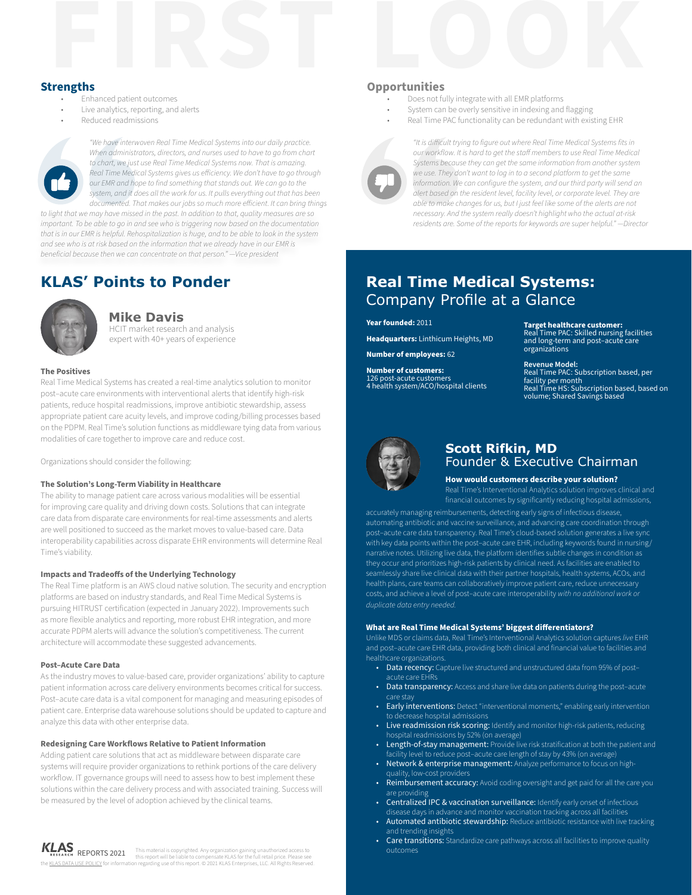## Strengths

- Enhanced patient outcomes
- Live analytics, reporting, and alerts
- Reduced readmissions

*"We have interwoven Real Time Medical Systems into our daily practice. When administrators, directors, and nurses used to have to go from chart to chart, we just use Real Time Medical Systems now. That is amazing. Real Time Medical Systems gives us efficiency. We don't have to go through our EMR and hope to find something that stands out. We can go to the system, and it does all the work for us. It pulls everything out that has been documented. That makes our jobs so much more efficient. It can bring things to light that we may have missed in the past. In addition to that, quality measures are so important. To be able to go in and see who is triggering now based on the documentation that is in our EMR is helpful. Rehospitalization is huge, and to be able to look in the system and see who is at risk based on the information that we already have in our EMR is beneficial because then we can concentrate on that person." —Vice president*

## Opportunities

- Does not fully integrate with all EMR platforms
- System can be overly sensitive in indexing and flagging
- Real Time PAC functionality can be redundant with existing EHR

*"It is difficult trying to figure out where Real Time Medical Systems fits in our workflow. It is hard to get the staff members to use Real Time Medical Systems because they can get the same information from another system we use. They don't want to log in to a second platform to get the same information. We can configure the system, and our third party will send an alert based on the resident level, facility level, or corporate level. They are able to make changes for us, but I just feel like some of the alerts are not necessary. And the system really doesn't highlight who the actual at-risk residents are. Some of the reports for keywords are super helpful." —Director*

## KLAS' Points to Ponder

### Mike Davis

HCIT market research and analysis expert with 40+ years of experience

#### The Positives

Real Time Medical Systems has created a real-time analytics solution to monitor post–acute care environments with interventional alerts that identify high-risk patients, reduce hospital readmissions, improve antibiotic stewardship, assess appropriate patient care acuity levels, and improve coding/billing processes based on the PDPM. Real Time's solution functions as middleware tying data from various modalities of care together to improve care and reduce cost.

Organizations should consider the following:

#### The Solution's Long-Term Viability in Healthcare

The ability to manage patient care across various modalities will be essential for improving care quality and driving down costs. Solutions that can integrate care data from disparate care environments for real-time assessments and alerts are well positioned to succeed as the market moves to value-based care. Data interoperability capabilities across disparate EHR environments will determine Real Time's viability.

#### Impacts and Tradeoffs of the Underlying Technology

The Real Time platform is an AWS cloud native solution. The security and encryption platforms are based on industry standards, and Real Time Medical Systems is pursuing HITRUST certification (expected in January 2022). Improvements such as more flexible analytics and reporting, more robust EHR integration, and more accurate PDPM alerts will advance the solution's competitiveness. The current architecture will accommodate these suggested advancements.

#### Post–Acute Care Data

As the industry moves to value-based care, provider organizations' ability to capture patient information across care delivery environments becomes critical for success. Post–acute care data is a vital component for managing and measuring episodes of patient care. Enterprise data warehouse solutions should be updated to capture and analyze this data with other enterprise data.

#### Redesigning Care Workflows Relative to Patient Information

Adding patient care solutions that act as middleware between disparate care systems will require provider organizations to rethink portions of the care delivery workflow. IT governance groups will need to assess how to best implement these solutions within the care delivery process and with associated training. Success will be measured by the level of adoption achieved by the clinical teams.

## Real Time Medical Systems: Company Profile at a Glance

**Year founded:** 2011

**Headquarters:** Linthicum Heights, MD

**Number of employees:** 62

**Number of customers:**
126 post-acute customers
4 health system/ACO/hospital clients

**Target healthcare customer:**
Real Time PAC: Skilled nursing facilities and long-term and post–acute care organizations

**Revenue Model:**
Real Time PAC: Subscription based, per facility per month
Real Time HS: Subscription based, based on volume; Shared Savings based

### Scott Rifkin, MD
Founder & Executive Chairman

**How would customers describe your solution?**

Real Time's Interventional Analytics solution improves clinical and financial outcomes by significantly reducing hospital admissions, accurately managing reimbursements, detecting early signs of infectious disease, automating antibiotic and vaccine surveillance, and advancing care coordination through post–acute care data transparency. Real Time's cloud-based solution generates a live sync with key data points within the post–acute care EHR, including keywords found in nursing/narrative notes. Utilizing live data, the platform identifies subtle changes in condition as they occur and prioritizes high-risk patients by clinical need. As facilities are enabled to seamlessly share live clinical data with their partner hospitals, health systems, ACOs, and health plans, care teams can collaboratively improve patient care, reduce unnecessary costs, and achieve a level of post–acute care interoperability *with no additional work or duplicate data entry needed.*

**What are Real Time Medical Systems' biggest differentiators?**

Unlike MDS or claims data, Real Time's Interventional Analytics solution captures *live* EHR and post–acute care EHR data, providing both clinical and financial value to facilities and healthcare organizations.

- **Data recency:** Capture live structured and unstructured data from 95% of post–acute care EHRs
- **Data transparency:** Access and share live data on patients during the post–acute care stay
- **Early interventions:** Detect "interventional moments," enabling early intervention to decrease hospital admissions
- **Live readmission risk scoring:** Identify and monitor high-risk patients, reducing hospital readmissions by 52% (on average)
- **Length-of-stay management:** Provide live risk stratification at both the patient and facility level to reduce post–acute care length of stay by 43% (on average)
- **Network & enterprise management:** Analyze performance to focus on high-quality, low-cost providers
- **Reimbursement accuracy:** Avoid coding oversight and get paid for all the care you are providing
- **Centralized IPC & vaccination surveillance:** Identify early onset of infectious disease days in advance and monitor vaccination tracking across all facilities
- **Automated antibiotic stewardship:** Reduce antibiotic resistance with live tracking and trending insights
- **Care transitions:** Standardize care pathways across all facilities to improve quality outcomes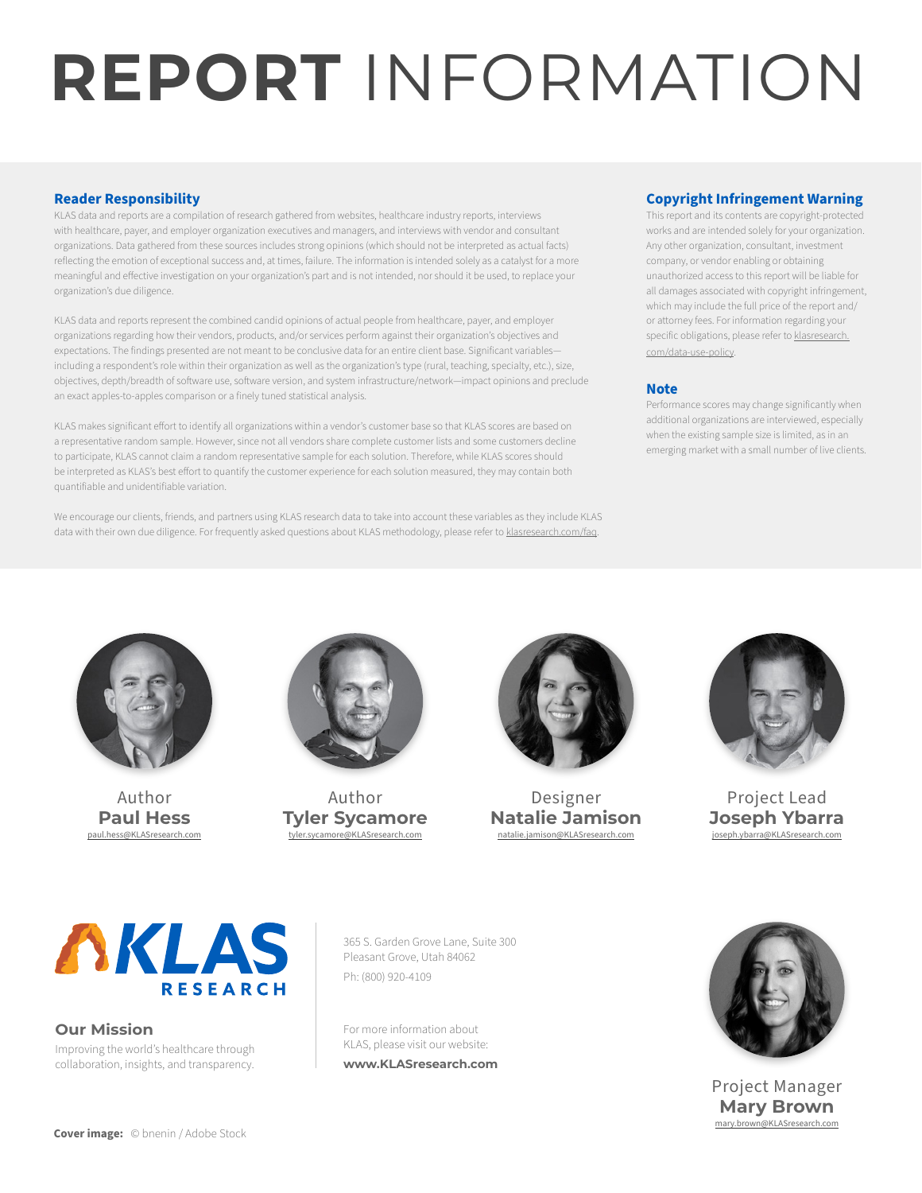# REPORT INFORMATION

## Reader Responsibility

KLAS data and reports are a compilation of research gathered from websites, healthcare industry reports, interviews with healthcare, payer, and employer organization executives and managers, and interviews with vendor and consultant organizations. Data gathered from these sources includes strong opinions (which should not be interpreted as actual facts) reflecting the emotion of exceptional success and, at times, failure. The information is intended solely as a catalyst for a more meaningful and effective investigation on your organization's part and is not intended, nor should it be used, to replace your organization's due diligence.

KLAS data and reports represent the combined candid opinions of actual people from healthcare, payer, and employer organizations regarding how their vendors, products, and/or services perform against their organization's objectives and expectations. The findings presented are not meant to be conclusive data for an entire client base. Significant variables—including a respondent's role within their organization as well as the organization's type (rural, teaching, specialty, etc.), size, objectives, depth/breadth of software use, software version, and system infrastructure/network—impact opinions and preclude an exact apples-to-apples comparison or a finely tuned statistical analysis.

KLAS makes significant effort to identify all organizations within a vendor's customer base so that KLAS scores are based on a representative random sample. However, since not all vendors share complete customer lists and some customers decline to participate, KLAS cannot claim a random representative sample for each solution. Therefore, while KLAS scores should be interpreted as KLAS's best effort to quantify the customer experience for each solution measured, they may contain both quantifiable and unidentifiable variation.

We encourage our clients, friends, and partners using KLAS research data to take into account these variables as they include KLAS data with their own due diligence. For frequently asked questions about KLAS methodology, please refer to klasresearch.com/faq.

## Copyright Infringement Warning

This report and its contents are copyright-protected works and are intended solely for your organization. Any other organization, consultant, investment company, or vendor enabling or obtaining unauthorized access to this report will be liable for all damages associated with copyright infringement, which may include the full price of the report and/or attorney fees. For information regarding your specific obligations, please refer to klasresearch.com/data-use-policy.

## Note

Performance scores may change significantly when additional organizations are interviewed, especially when the existing sample size is limited, as in an emerging market with a small number of live clients.

Author
**Paul Hess**
paul.hess@KLASresearch.com

Author
**Tyler Sycamore**
tyler.sycamore@KLASresearch.com

Designer
**Natalie Jamison**
natalie.jamison@KLASresearch.com

Project Lead
**Joseph Ybarra**
joseph.ybarra@KLASresearch.com

KLAS RESEARCH

### Our Mission

Improving the world's healthcare through collaboration, insights, and transparency.

365 S. Garden Grove Lane, Suite 300
Pleasant Grove, Utah 84062
Ph: (800) 920-4109

For more information about KLAS, please visit our website:
**www.KLASresearch.com**

Project Manager
**Mary Brown**
mary.brown@KLASresearch.com

**Cover image:** © bnenin / Adobe Stock